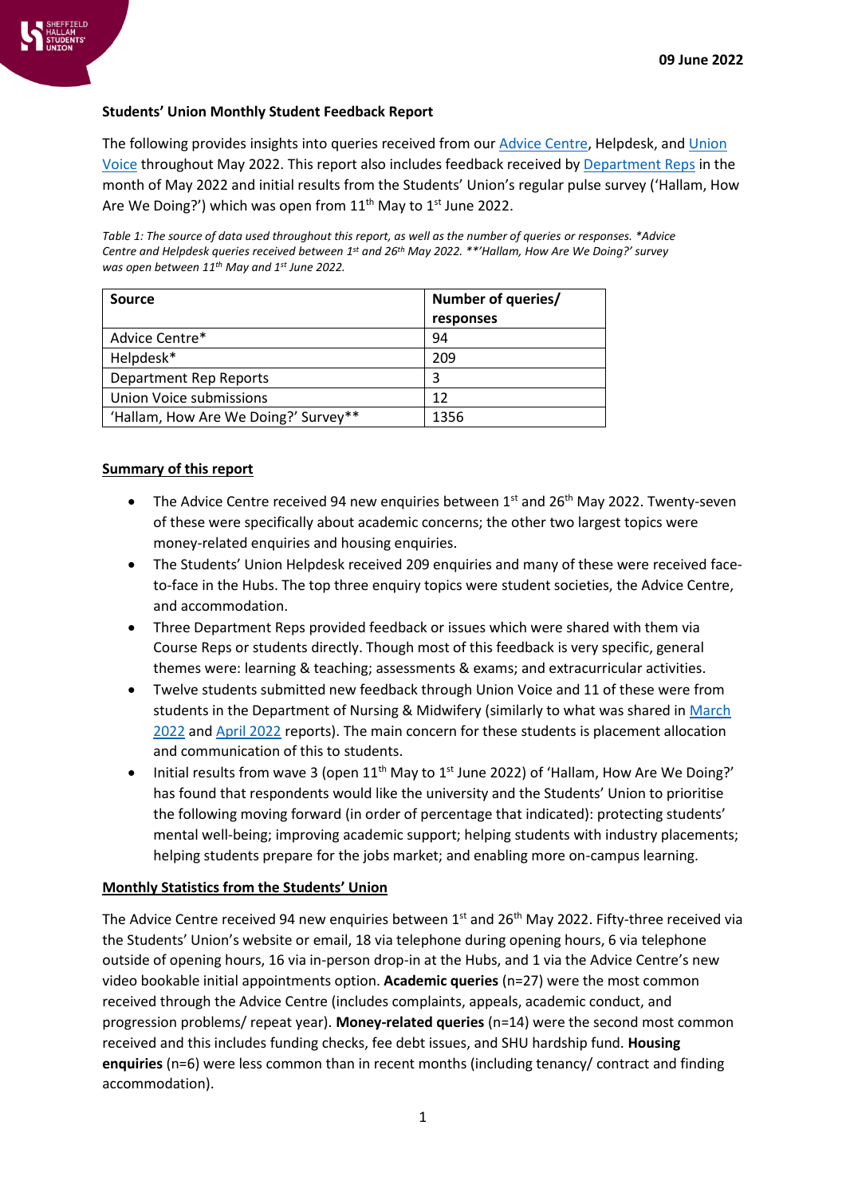09 June 2022

**Students' Union Monthly Student Feedback Report**

The following provides insights into queries received from our Advice Centre, Helpdesk, and Union Voice throughout May 2022. This report also includes feedback received by Department Reps in the month of May 2022 and initial results from the Students' Union's regular pulse survey ('Hallam, How Are We Doing?') which was open from 11th May to 1st June 2022.

*Table 1: The source of data used throughout this report, as well as the number of queries or responses. *Advice Centre and Helpdesk queries received between 1st and 26th May 2022. **'Hallam, How Are We Doing?' survey was open between 11th May and 1st June 2022.*

| Source | Number of queries/ responses |
|---|---|
| Advice Centre* | 94 |
| Helpdesk* | 209 |
| Department Rep Reports | 3 |
| Union Voice submissions | 12 |
| 'Hallam, How Are We Doing?' Survey** | 1356 |

## Summary of this report

- The Advice Centre received 94 new enquiries between 1st and 26th May 2022. Twenty-seven of these were specifically about academic concerns; the other two largest topics were money-related enquiries and housing enquiries.
- The Students' Union Helpdesk received 209 enquiries and many of these were received face-to-face in the Hubs. The top three enquiry topics were student societies, the Advice Centre, and accommodation.
- Three Department Reps provided feedback or issues which were shared with them via Course Reps or students directly. Though most of this feedback is very specific, general themes were: learning & teaching; assessments & exams; and extracurricular activities.
- Twelve students submitted new feedback through Union Voice and 11 of these were from students in the Department of Nursing & Midwifery (similarly to what was shared in March 2022 and April 2022 reports). The main concern for these students is placement allocation and communication of this to students.
- Initial results from wave 3 (open 11th May to 1st June 2022) of 'Hallam, How Are We Doing?' has found that respondents would like the university and the Students' Union to prioritise the following moving forward (in order of percentage that indicated): protecting students' mental well-being; improving academic support; helping students with industry placements; helping students prepare for the jobs market; and enabling more on-campus learning.

## Monthly Statistics from the Students' Union

The Advice Centre received 94 new enquiries between 1st and 26th May 2022. Fifty-three received via the Students' Union's website or email, 18 via telephone during opening hours, 6 via telephone outside of opening hours, 16 via in-person drop-in at the Hubs, and 1 via the Advice Centre's new video bookable initial appointments option. **Academic queries** (n=27) were the most common received through the Advice Centre (includes complaints, appeals, academic conduct, and progression problems/ repeat year). **Money-related queries** (n=14) were the second most common received and this includes funding checks, fee debt issues, and SHU hardship fund. **Housing enquiries** (n=6) were less common than in recent months (including tenancy/ contract and finding accommodation).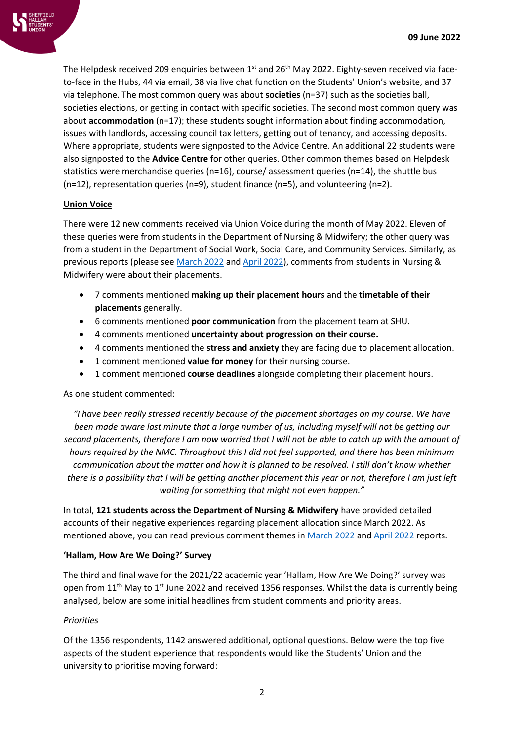The Helpdesk received 209 enquiries between 1st and 26th May 2022. Eighty-seven received via face-to-face in the Hubs, 44 via email, 38 via live chat function on the Students' Union's website, and 37 via telephone. The most common query was about **societies** (n=37) such as the societies ball, societies elections, or getting in contact with specific societies. The second most common query was about **accommodation** (n=17); these students sought information about finding accommodation, issues with landlords, accessing council tax letters, getting out of tenancy, and accessing deposits. Where appropriate, students were signposted to the Advice Centre. An additional 22 students were also signposted to the **Advice Centre** for other queries. Other common themes based on Helpdesk statistics were merchandise queries (n=16), course/ assessment queries (n=14), the shuttle bus (n=12), representation queries (n=9), student finance (n=5), and volunteering (n=2).

## Union Voice

There were 12 new comments received via Union Voice during the month of May 2022. Eleven of these queries were from students in the Department of Nursing & Midwifery; the other query was from a student in the Department of Social Work, Social Care, and Community Services. Similarly, as previous reports (please see March 2022 and April 2022), comments from students in Nursing & Midwifery were about their placements.

- 7 comments mentioned **making up their placement hours** and the **timetable of their placements** generally.
- 6 comments mentioned **poor communication** from the placement team at SHU.
- 4 comments mentioned **uncertainty about progression on their course.**
- 4 comments mentioned the **stress and anxiety** they are facing due to placement allocation.
- 1 comment mentioned **value for money** for their nursing course.
- 1 comment mentioned **course deadlines** alongside completing their placement hours.

As one student commented:

*"I have been really stressed recently because of the placement shortages on my course. We have been made aware last minute that a large number of us, including myself will not be getting our second placements, therefore I am now worried that I will not be able to catch up with the amount of hours required by the NMC. Throughout this I did not feel supported, and there has been minimum communication about the matter and how it is planned to be resolved. I still don't know whether there is a possibility that I will be getting another placement this year or not, therefore I am just left waiting for something that might not even happen."*

In total, **121 students across the Department of Nursing & Midwifery** have provided detailed accounts of their negative experiences regarding placement allocation since March 2022. As mentioned above, you can read previous comment themes in March 2022 and April 2022 reports.

## 'Hallam, How Are We Doing?' Survey

The third and final wave for the 2021/22 academic year 'Hallam, How Are We Doing?' survey was open from 11th May to 1st June 2022 and received 1356 responses. Whilst the data is currently being analysed, below are some initial headlines from student comments and priority areas.

### *Priorities*

Of the 1356 respondents, 1142 answered additional, optional questions. Below were the top five aspects of the student experience that respondents would like the Students' Union and the university to prioritise moving forward: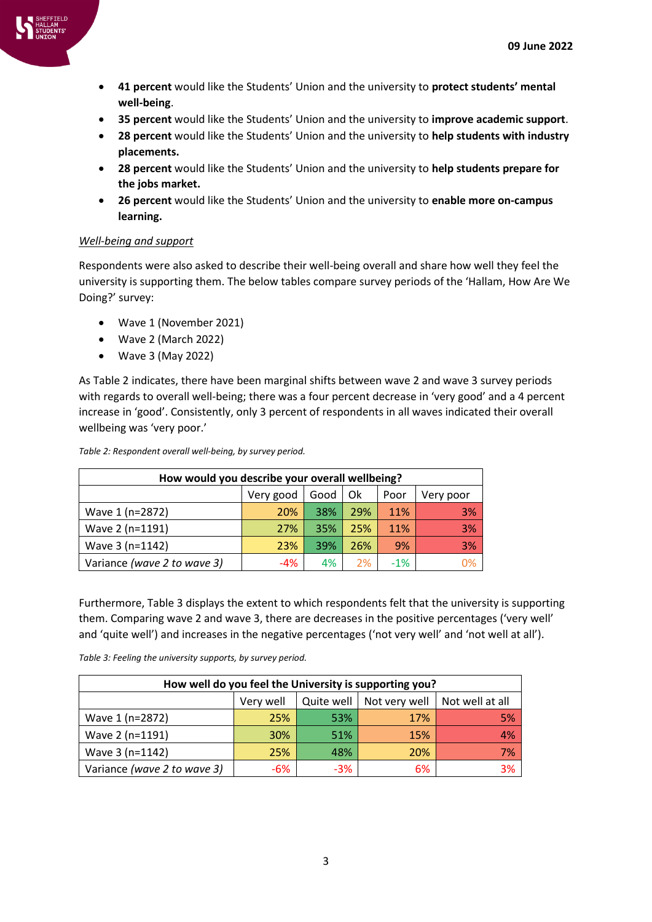- **41 percent** would like the Students' Union and the university to **protect students' mental well-being**.
- **35 percent** would like the Students' Union and the university to **improve academic support**.
- **28 percent** would like the Students' Union and the university to **help students with industry placements.**
- **28 percent** would like the Students' Union and the university to **help students prepare for the jobs market.**
- **26 percent** would like the Students' Union and the university to **enable more on-campus learning.**

*Well-being and support*

Respondents were also asked to describe their well-being overall and share how well they feel the university is supporting them. The below tables compare survey periods of the 'Hallam, How Are We Doing?' survey:

- Wave 1 (November 2021)
- Wave 2 (March 2022)
- Wave 3 (May 2022)

As Table 2 indicates, there have been marginal shifts between wave 2 and wave 3 survey periods with regards to overall well-being; there was a four percent decrease in 'very good' and a 4 percent increase in 'good'. Consistently, only 3 percent of respondents in all waves indicated their overall wellbeing was 'very poor.'

*Table 2: Respondent overall well-being, by survey period.*

| How would you describe your overall wellbeing? | | | | | |
|---|---|---|---|---|---|
| | Very good | Good | Ok | Poor | Very poor |
| Wave 1 (n=2872) | 20% | 38% | 29% | 11% | 3% |
| Wave 2 (n=1191) | 27% | 35% | 25% | 11% | 3% |
| Wave 3 (n=1142) | 23% | 39% | 26% | 9% | 3% |
| Variance *(wave 2 to wave 3)* | -4% | 4% | 2% | -1% | 0% |

Furthermore, Table 3 displays the extent to which respondents felt that the university is supporting them. Comparing wave 2 and wave 3, there are decreases in the positive percentages ('very well' and 'quite well') and increases in the negative percentages ('not very well' and 'not well at all').

*Table 3: Feeling the university supports, by survey period.*

| How well do you feel the University is supporting you? | | | | |
|---|---|---|---|---|
| | Very well | Quite well | Not very well | Not well at all |
| Wave 1 (n=2872) | 25% | 53% | 17% | 5% |
| Wave 2 (n=1191) | 30% | 51% | 15% | 4% |
| Wave 3 (n=1142) | 25% | 48% | 20% | 7% |
| Variance *(wave 2 to wave 3)* | -6% | -3% | 6% | 3% |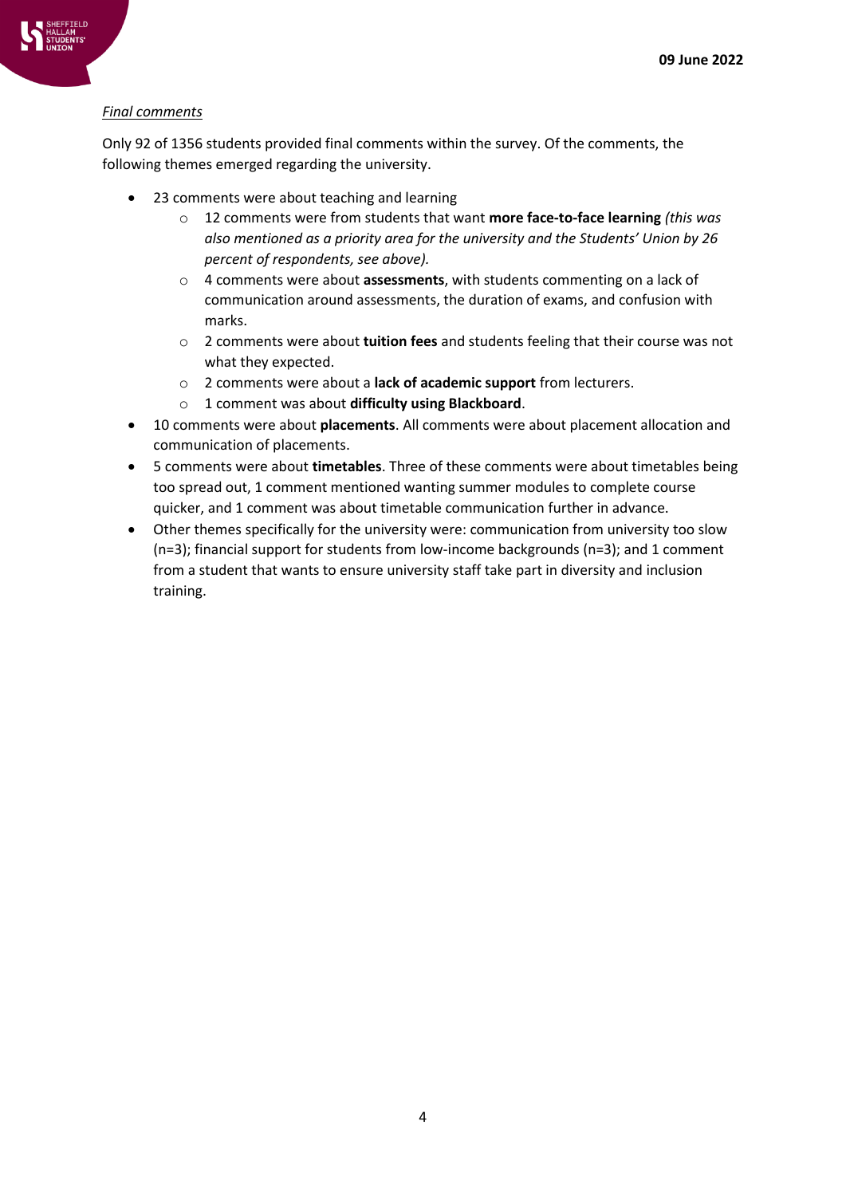*Final comments*

Only 92 of 1356 students provided final comments within the survey. Of the comments, the following themes emerged regarding the university.

- 23 comments were about teaching and learning
    - 12 comments were from students that want **more face-to-face learning** *(this was also mentioned as a priority area for the university and the Students' Union by 26 percent of respondents, see above).*
    - 4 comments were about **assessments**, with students commenting on a lack of communication around assessments, the duration of exams, and confusion with marks.
    - 2 comments were about **tuition fees** and students feeling that their course was not what they expected.
    - 2 comments were about a **lack of academic support** from lecturers.
    - 1 comment was about **difficulty using Blackboard**.
- 10 comments were about **placements**. All comments were about placement allocation and communication of placements.
- 5 comments were about **timetables**. Three of these comments were about timetables being too spread out, 1 comment mentioned wanting summer modules to complete course quicker, and 1 comment was about timetable communication further in advance.
- Other themes specifically for the university were: communication from university too slow (n=3); financial support for students from low-income backgrounds (n=3); and 1 comment from a student that wants to ensure university staff take part in diversity and inclusion training.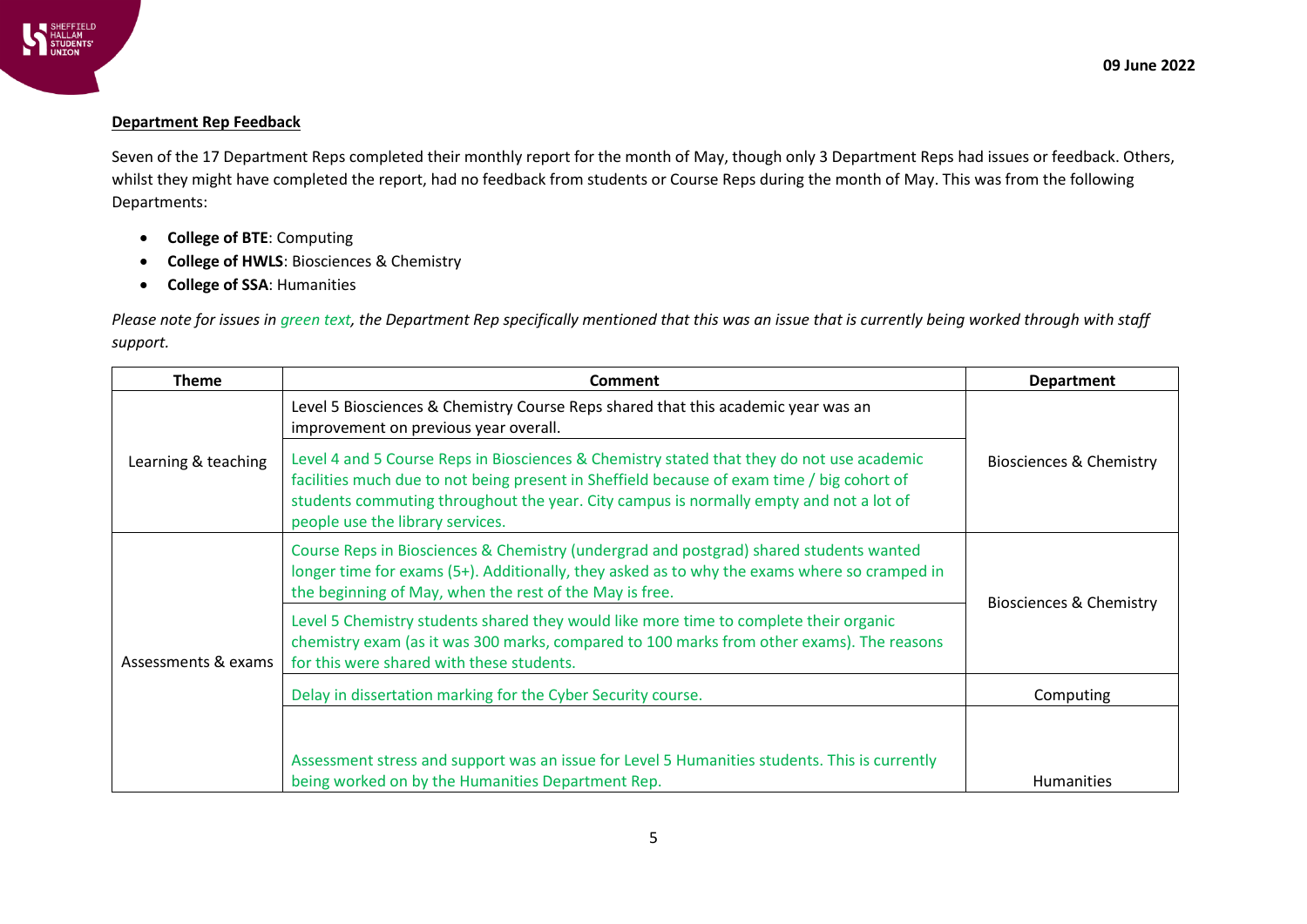**Department Rep Feedback**

Seven of the 17 Department Reps completed their monthly report for the month of May, though only 3 Department Reps had issues or feedback. Others, whilst they might have completed the report, had no feedback from students or Course Reps during the month of May. This was from the following Departments:

- **College of BTE**: Computing
- **College of HWLS**: Biosciences & Chemistry
- **College of SSA**: Humanities

*Please note for issues in green text, the Department Rep specifically mentioned that this was an issue that is currently being worked through with staff support.*

| Theme | Comment | Department |
|---|---|---|
| Learning & teaching | Level 5 Biosciences & Chemistry Course Reps shared that this academic year was an improvement on previous year overall. | Biosciences & Chemistry |
| | Level 4 and 5 Course Reps in Biosciences & Chemistry stated that they do not use academic facilities much due to not being present in Sheffield because of exam time / big cohort of students commuting throughout the year. City campus is normally empty and not a lot of people use the library services. | |
| Assessments & exams | Course Reps in Biosciences & Chemistry (undergrad and postgrad) shared students wanted longer time for exams (5+). Additionally, they asked as to why the exams where so cramped in the beginning of May, when the rest of the May is free. | Biosciences & Chemistry |
| | Level 5 Chemistry students shared they would like more time to complete their organic chemistry exam (as it was 300 marks, compared to 100 marks from other exams). The reasons for this were shared with these students. | |
| | Delay in dissertation marking for the Cyber Security course. | Computing |
| | Assessment stress and support was an issue for Level 5 Humanities students. This is currently being worked on by the Humanities Department Rep. | Humanities |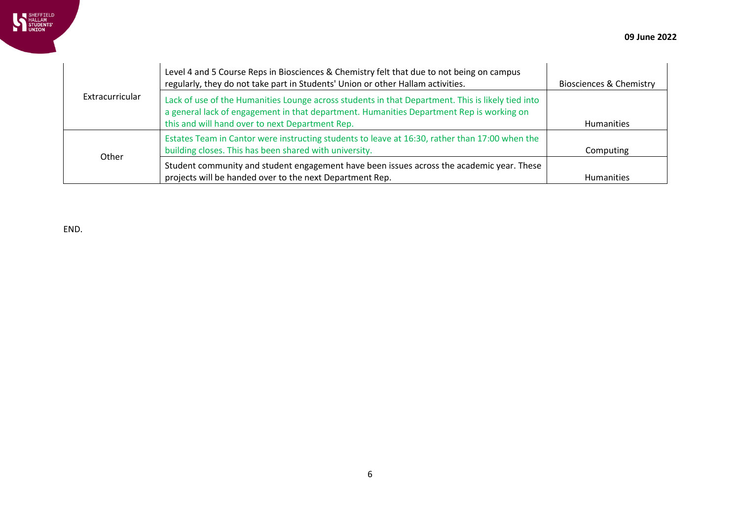| | | |
|---|---|---|
| Extracurricular | Level 4 and 5 Course Reps in Biosciences & Chemistry felt that due to not being on campus regularly, they do not take part in Students' Union or other Hallam activities. | Biosciences & Chemistry |
| | Lack of use of the Humanities Lounge across students in that Department. This is likely tied into a general lack of engagement in that department. Humanities Department Rep is working on this and will hand over to next Department Rep. | Humanities |
| Other | Estates Team in Cantor were instructing students to leave at 16:30, rather than 17:00 when the building closes. This has been shared with university. | Computing |
| | Student community and student engagement have been issues across the academic year. These projects will be handed over to the next Department Rep. | Humanities |

END.